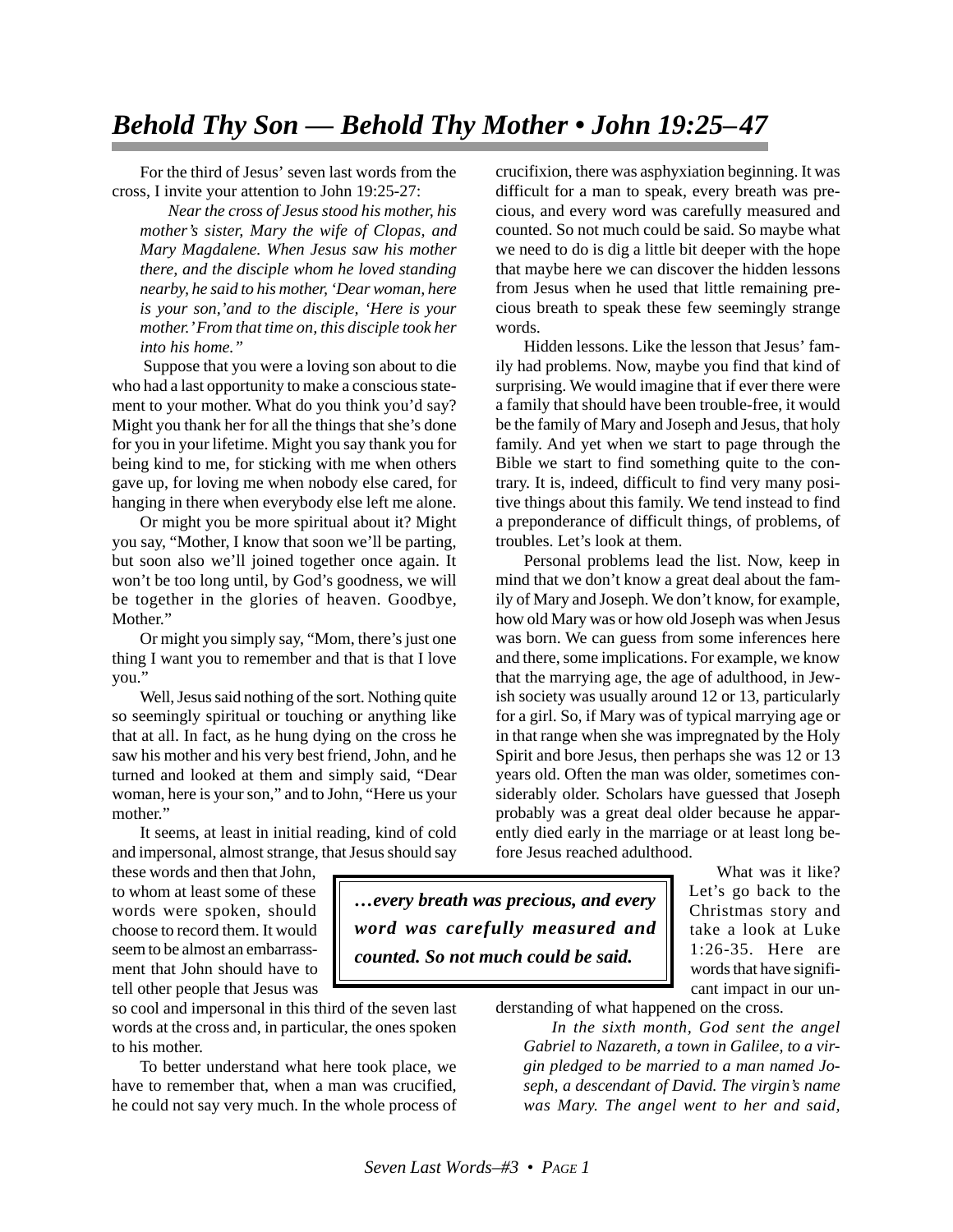# *Behold Thy Son — Behold Thy Mother • John 19:25–47*

For the third of Jesus' seven last words from the cross, I invite your attention to John 19:25-27:

> *Near the cross of Jesus stood his mother, his mother's sister, Mary the wife of Clopas, and Mary Magdalene. When Jesus saw his mother there, and the disciple whom he loved standing nearby, he said to his mother, 'Dear woman, here is your son,'and to the disciple, 'Here is your mother.' From that time on, this disciple took her into his home."*

Suppose that you were a loving son about to die who had a last opportunity to make a conscious statement to your mother. What do you think you'd say? Might you thank her for all the things that she's done for you in your lifetime. Might you say thank you for being kind to me, for sticking with me when others gave up, for loving me when nobody else cared, for hanging in there when everybody else left me alone.

Or might you be more spiritual about it? Might you say, "Mother, I know that soon we'll be parting, but soon also we'll joined together once again. It won't be too long until, by God's goodness, we will be together in the glories of heaven. Goodbye, Mother."

Or might you simply say, "Mom, there's just one thing I want you to remember and that is that I love you."

Well, Jesus said nothing of the sort. Nothing quite so seemingly spiritual or touching or anything like that at all. In fact, as he hung dying on the cross he saw his mother and his very best friend, John, and he turned and looked at them and simply said, "Dear woman, here is your son," and to John, "Here us your mother."

It seems, at least in initial reading, kind of cold and impersonal, almost strange, that Jesus should say these words and then that John, to whom at least some of these words were spoken, should choose to record them. It would seem to be almost an embarrassment that John should have to tell other people that Jesus was so cool and impersonal in this third of the seven last words at the cross and, in particular, the ones spoken to his mother.

To better understand what here took place, we have to remember that, when a man was crucified, he could not say very much. In the whole process of crucifixion, there was asphyxiation beginning. It was difficult for a man to speak, every breath was precious, and every word was carefully measured and counted. So not much could be said. So maybe what we need to do is dig a little bit deeper with the hope that maybe here we can discover the hidden lessons from Jesus when he used that little remaining precious breath to speak these few seemingly strange words.

> ***…every breath was precious, and every word was carefully measured and counted. So not much could be said.***

Hidden lessons. Like the lesson that Jesus' family had problems. Now, maybe you find that kind of surprising. We would imagine that if ever there were a family that should have been trouble-free, it would be the family of Mary and Joseph and Jesus, that holy family. And yet when we start to page through the Bible we start to find something quite to the contrary. It is, indeed, difficult to find very many positive things about this family. We tend instead to find a preponderance of difficult things, of problems, of troubles. Let's look at them.

Personal problems lead the list. Now, keep in mind that we don't know a great deal about the family of Mary and Joseph. We don't know, for example, how old Mary was or how old Joseph was when Jesus was born. We can guess from some inferences here and there, some implications. For example, we know that the marrying age, the age of adulthood, in Jewish society was usually around 12 or 13, particularly for a girl. So, if Mary was of typical marrying age or in that range when she was impregnated by the Holy Spirit and bore Jesus, then perhaps she was 12 or 13 years old. Often the man was older, sometimes considerably older. Scholars have guessed that Joseph probably was a great deal older because he apparently died early in the marriage or at least long before Jesus reached adulthood.

What was it like? Let's go back to the Christmas story and take a look at Luke 1:26-35. Here are words that have significant impact in our understanding of what happened on the cross.

> *In the sixth month, God sent the angel Gabriel to Nazareth, a town in Galilee, to a virgin pledged to be married to a man named Joseph, a descendant of David. The virgin's name was Mary. The angel went to her and said,*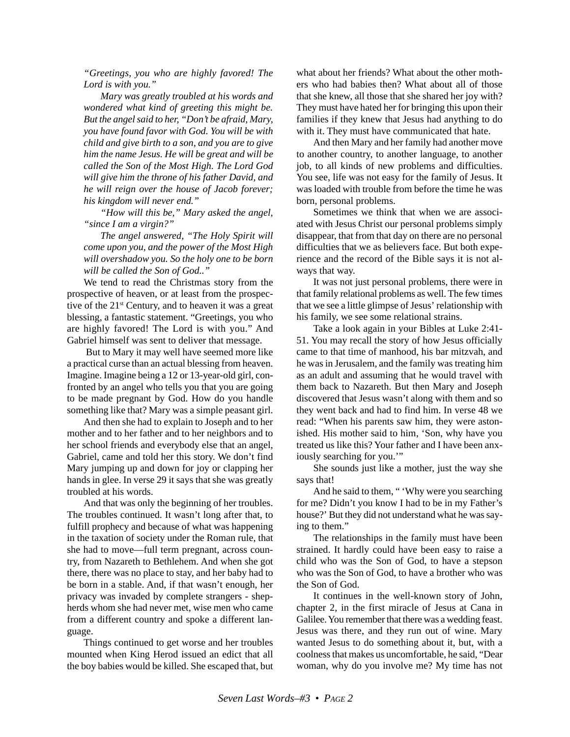*"Greetings, you who are highly favored! The Lord is with you."*

*Mary was greatly troubled at his words and wondered what kind of greeting this might be. But the angel said to her, "Don't be afraid, Mary, you have found favor with God. You will be with child and give birth to a son, and you are to give him the name Jesus. He will be great and will be called the Son of the Most High. The Lord God will give him the throne of his father David, and he will reign over the house of Jacob forever; his kingdom will never end."*

*"How will this be," Mary asked the angel, "since I am a virgin?"*

*The angel answered, "The Holy Spirit will come upon you, and the power of the Most High will overshadow you. So the holy one to be born will be called the Son of God.."*

We tend to read the Christmas story from the prospective of heaven, or at least from the prospective of the 21st Century, and to heaven it was a great blessing, a fantastic statement. "Greetings, you who are highly favored! The Lord is with you." And Gabriel himself was sent to deliver that message.

But to Mary it may well have seemed more like a practical curse than an actual blessing from heaven. Imagine. Imagine being a 12 or 13-year-old girl, confronted by an angel who tells you that you are going to be made pregnant by God. How do you handle something like that? Mary was a simple peasant girl.

And then she had to explain to Joseph and to her mother and to her father and to her neighbors and to her school friends and everybody else that an angel, Gabriel, came and told her this story. We don't find Mary jumping up and down for joy or clapping her hands in glee. In verse 29 it says that she was greatly troubled at his words.

And that was only the beginning of her troubles. The troubles continued. It wasn't long after that, to fulfill prophecy and because of what was happening in the taxation of society under the Roman rule, that she had to move—full term pregnant, across country, from Nazareth to Bethlehem. And when she got there, there was no place to stay, and her baby had to be born in a stable. And, if that wasn't enough, her privacy was invaded by complete strangers - shepherds whom she had never met, wise men who came from a different country and spoke a different language.

Things continued to get worse and her troubles mounted when King Herod issued an edict that all the boy babies would be killed. She escaped that, but what about her friends? What about the other mothers who had babies then? What about all of those that she knew, all those that she shared her joy with? They must have hated her for bringing this upon their families if they knew that Jesus had anything to do with it. They must have communicated that hate.

And then Mary and her family had another move to another country, to another language, to another job, to all kinds of new problems and difficulties. You see, life was not easy for the family of Jesus. It was loaded with trouble from before the time he was born, personal problems.

Sometimes we think that when we are associated with Jesus Christ our personal problems simply disappear, that from that day on there are no personal difficulties that we as believers face. But both experience and the record of the Bible says it is not always that way.

It was not just personal problems, there were in that family relational problems as well. The few times that we see a little glimpse of Jesus' relationship with his family, we see some relational strains.

Take a look again in your Bibles at Luke 2:41-51. You may recall the story of how Jesus officially came to that time of manhood, his bar mitzvah, and he was in Jerusalem, and the family was treating him as an adult and assuming that he would travel with them back to Nazareth. But then Mary and Joseph discovered that Jesus wasn't along with them and so they went back and had to find him. In verse 48 we read: "When his parents saw him, they were astonished. His mother said to him, 'Son, why have you treated us like this? Your father and I have been anxiously searching for you.'"

She sounds just like a mother, just the way she says that!

And he said to them, " 'Why were you searching for me? Didn't you know I had to be in my Father's house?' But they did not understand what he was saying to them."

The relationships in the family must have been strained. It hardly could have been easy to raise a child who was the Son of God, to have a stepson who was the Son of God, to have a brother who was the Son of God.

It continues in the well-known story of John, chapter 2, in the first miracle of Jesus at Cana in Galilee. You remember that there was a wedding feast. Jesus was there, and they run out of wine. Mary wanted Jesus to do something about it, but, with a coolness that makes us uncomfortable, he said, "Dear woman, why do you involve me? My time has not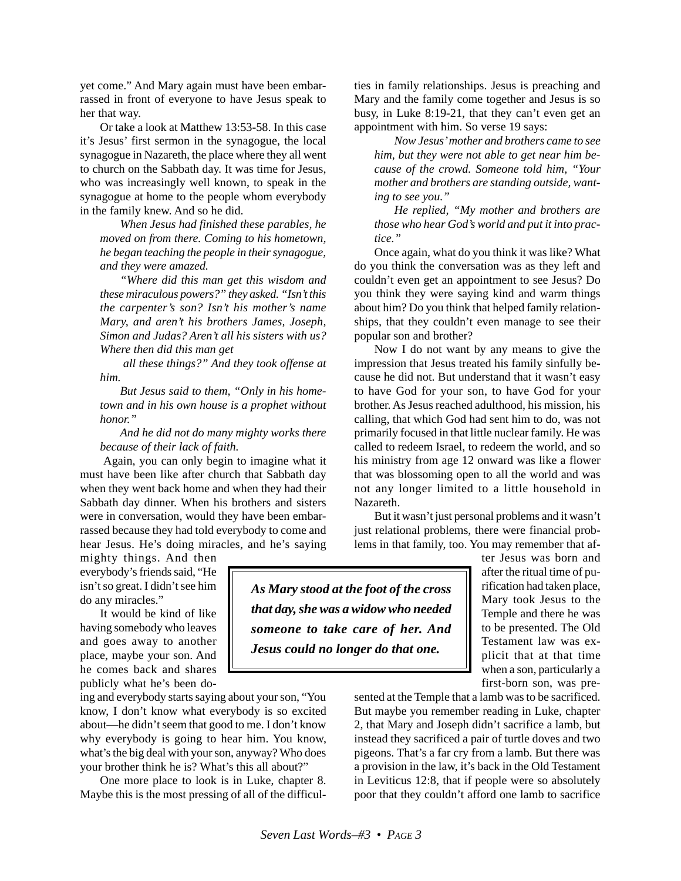yet come." And Mary again must have been embarrassed in front of everyone to have Jesus speak to her that way.

Or take a look at Matthew 13:53-58. In this case it's Jesus' first sermon in the synagogue, the local synagogue in Nazareth, the place where they all went to church on the Sabbath day. It was time for Jesus, who was increasingly well known, to speak in the synagogue at home to the people whom everybody in the family knew. And so he did.

> *When Jesus had finished these parables, he moved on from there. Coming to his hometown, he began teaching the people in their synagogue, and they were amazed.*
>
> *"Where did this man get this wisdom and these miraculous powers?" they asked. "Isn't this the carpenter's son? Isn't his mother's name Mary, and aren't his brothers James, Joseph, Simon and Judas? Aren't all his sisters with us? Where then did this man get all these things?" And they took offense at him.*
>
> *But Jesus said to them, "Only in his hometown and in his own house is a prophet without honor."*
>
> *And he did not do many mighty works there because of their lack of faith.*

Again, you can only begin to imagine what it must have been like after church that Sabbath day when they went back home and when they had their Sabbath day dinner. When his brothers and sisters were in conversation, would they have been embarrassed because they had told everybody to come and hear Jesus. He's doing miracles, and he's saying mighty things. And then everybody's friends said, "He isn't so great. I didn't see him do any miracles."

It would be kind of like having somebody who leaves and goes away to another place, maybe your son. And he comes back and shares publicly what he's been doing and everybody starts saying about your son, "You know, I don't know what everybody is so excited about—he didn't seem that good to me. I don't know why everybody is going to hear him. You know, what's the big deal with your son, anyway? Who does your brother think he is? What's this all about?"

One more place to look is in Luke, chapter 8. Maybe this is the most pressing of all of the difficulties in family relationships. Jesus is preaching and Mary and the family come together and Jesus is so busy, in Luke 8:19-21, that they can't even get an appointment with him. So verse 19 says:

> *Now Jesus' mother and brothers came to see him, but they were not able to get near him because of the crowd. Someone told him, "Your mother and brothers are standing outside, wanting to see you."*
>
> *He replied, "My mother and brothers are those who hear God's world and put it into practice."*

Once again, what do you think it was like? What do you think the conversation was as they left and couldn't even get an appointment to see Jesus? Do you think they were saying kind and warm things about him? Do you think that helped family relationships, that they couldn't even manage to see their popular son and brother?

Now I do not want by any means to give the impression that Jesus treated his family sinfully because he did not. But understand that it wasn't easy to have God for your son, to have God for your brother. As Jesus reached adulthood, his mission, his calling, that which God had sent him to do, was not primarily focused in that little nuclear family. He was called to redeem Israel, to redeem the world, and so his ministry from age 12 onward was like a flower that was blossoming open to all the world and was not any longer limited to a little household in Nazareth.

**_As Mary stood at the foot of the cross that day, she was a widow who needed someone to take care of her. And Jesus could no longer do that one._**

But it wasn't just personal problems and it wasn't just relational problems, there were financial problems in that family, too. You may remember that after Jesus was born and after the ritual time of purification had taken place, Mary took Jesus to the Temple and there he was to be presented. The Old Testament law was explicit that at that time when a son, particularly a first-born son, was presented at the Temple that a lamb was to be sacrificed. But maybe you remember reading in Luke, chapter 2, that Mary and Joseph didn't sacrifice a lamb, but instead they sacrificed a pair of turtle doves and two pigeons. That's a far cry from a lamb. But there was a provision in the law, it's back in the Old Testament in Leviticus 12:8, that if people were so absolutely poor that they couldn't afford one lamb to sacrifice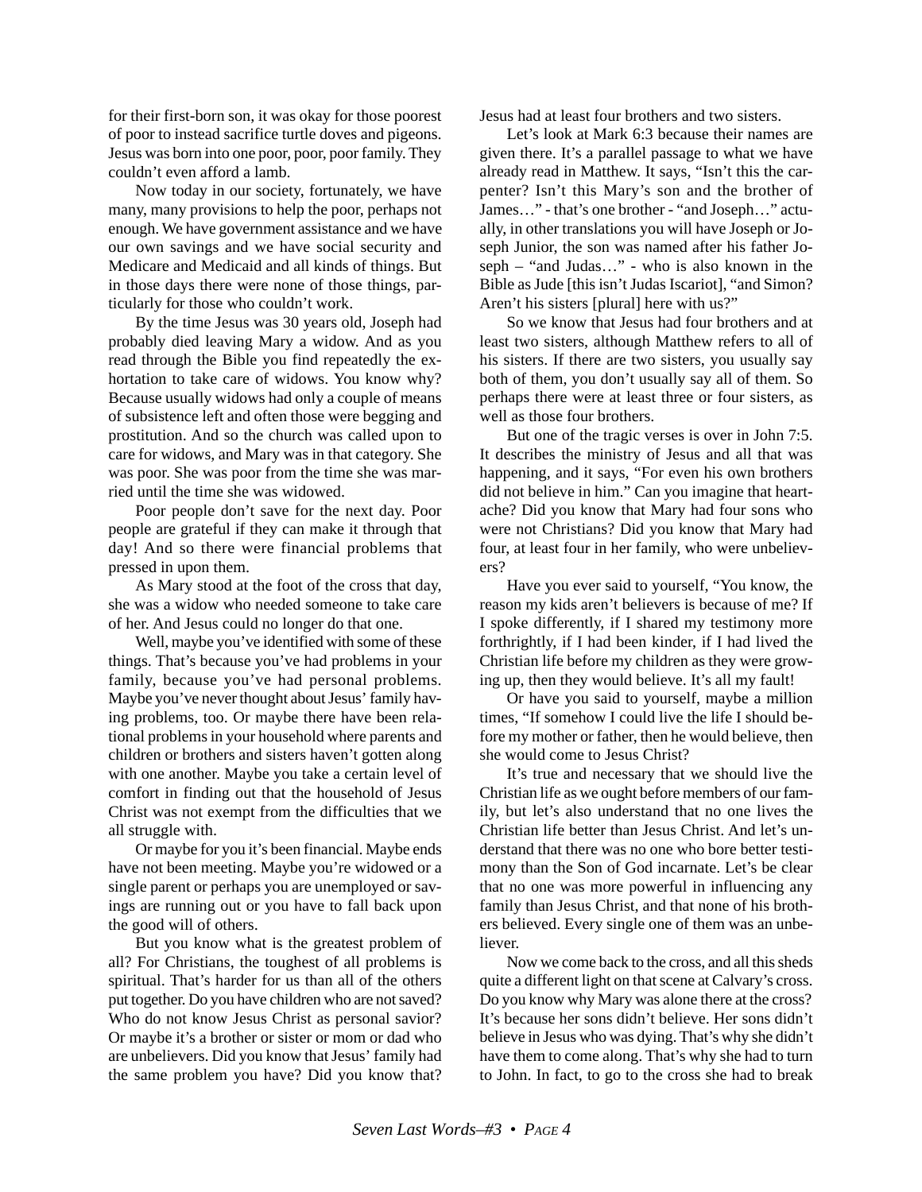for their first-born son, it was okay for those poorest of poor to instead sacrifice turtle doves and pigeons. Jesus was born into one poor, poor, poor family. They couldn't even afford a lamb.

Now today in our society, fortunately, we have many, many provisions to help the poor, perhaps not enough. We have government assistance and we have our own savings and we have social security and Medicare and Medicaid and all kinds of things. But in those days there were none of those things, particularly for those who couldn't work.

By the time Jesus was 30 years old, Joseph had probably died leaving Mary a widow. And as you read through the Bible you find repeatedly the exhortation to take care of widows. You know why? Because usually widows had only a couple of means of subsistence left and often those were begging and prostitution. And so the church was called upon to care for widows, and Mary was in that category. She was poor. She was poor from the time she was married until the time she was widowed.

Poor people don't save for the next day. Poor people are grateful if they can make it through that day! And so there were financial problems that pressed in upon them.

As Mary stood at the foot of the cross that day, she was a widow who needed someone to take care of her. And Jesus could no longer do that one.

Well, maybe you've identified with some of these things. That's because you've had problems in your family, because you've had personal problems. Maybe you've never thought about Jesus' family having problems, too. Or maybe there have been relational problems in your household where parents and children or brothers and sisters haven't gotten along with one another. Maybe you take a certain level of comfort in finding out that the household of Jesus Christ was not exempt from the difficulties that we all struggle with.

Or maybe for you it's been financial. Maybe ends have not been meeting. Maybe you're widowed or a single parent or perhaps you are unemployed or savings are running out or you have to fall back upon the good will of others.

But you know what is the greatest problem of all? For Christians, the toughest of all problems is spiritual. That's harder for us than all of the others put together. Do you have children who are not saved? Who do not know Jesus Christ as personal savior? Or maybe it's a brother or sister or mom or dad who are unbelievers. Did you know that Jesus' family had the same problem you have? Did you know that? Jesus had at least four brothers and two sisters.

Let's look at Mark 6:3 because their names are given there. It's a parallel passage to what we have already read in Matthew. It says, "Isn't this the carpenter? Isn't this Mary's son and the brother of James…" - that's one brother - "and Joseph…" actually, in other translations you will have Joseph or Joseph Junior, the son was named after his father Joseph – "and Judas…" - who is also known in the Bible as Jude [this isn't Judas Iscariot], "and Simon? Aren't his sisters [plural] here with us?"

So we know that Jesus had four brothers and at least two sisters, although Matthew refers to all of his sisters. If there are two sisters, you usually say both of them, you don't usually say all of them. So perhaps there were at least three or four sisters, as well as those four brothers.

But one of the tragic verses is over in John 7:5. It describes the ministry of Jesus and all that was happening, and it says, "For even his own brothers did not believe in him." Can you imagine that heartache? Did you know that Mary had four sons who were not Christians? Did you know that Mary had four, at least four in her family, who were unbelievers?

Have you ever said to yourself, "You know, the reason my kids aren't believers is because of me? If I spoke differently, if I shared my testimony more forthrightly, if I had been kinder, if I had lived the Christian life before my children as they were growing up, then they would believe. It's all my fault!

Or have you said to yourself, maybe a million times, "If somehow I could live the life I should before my mother or father, then he would believe, then she would come to Jesus Christ?

It's true and necessary that we should live the Christian life as we ought before members of our family, but let's also understand that no one lives the Christian life better than Jesus Christ. And let's understand that there was no one who bore better testimony than the Son of God incarnate. Let's be clear that no one was more powerful in influencing any family than Jesus Christ, and that none of his brothers believed. Every single one of them was an unbeliever.

Now we come back to the cross, and all this sheds quite a different light on that scene at Calvary's cross. Do you know why Mary was alone there at the cross? It's because her sons didn't believe. Her sons didn't believe in Jesus who was dying. That's why she didn't have them to come along. That's why she had to turn to John. In fact, to go to the cross she had to break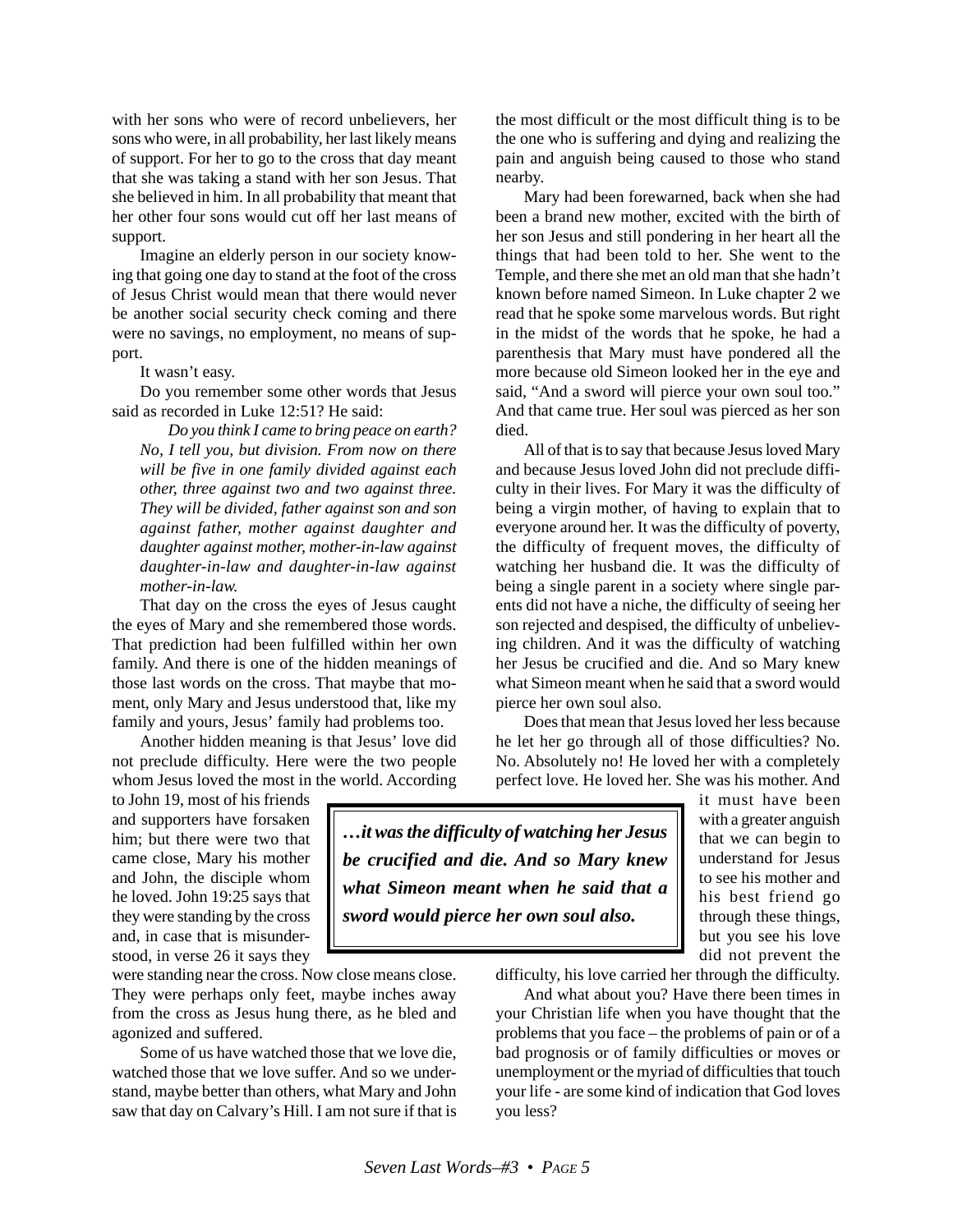with her sons who were of record unbelievers, her sons who were, in all probability, her last likely means of support. For her to go to the cross that day meant that she was taking a stand with her son Jesus. That she believed in him. In all probability that meant that her other four sons would cut off her last means of support.

Imagine an elderly person in our society knowing that going one day to stand at the foot of the cross of Jesus Christ would mean that there would never be another social security check coming and there were no savings, no employment, no means of support.

It wasn't easy.

Do you remember some other words that Jesus said as recorded in Luke 12:51? He said:

> *Do you think I came to bring peace on earth? No, I tell you, but division. From now on there will be five in one family divided against each other, three against two and two against three. They will be divided, father against son and son against father, mother against daughter and daughter against mother, mother-in-law against daughter-in-law and daughter-in-law against mother-in-law.*

That day on the cross the eyes of Jesus caught the eyes of Mary and she remembered those words. That prediction had been fulfilled within her own family. And there is one of the hidden meanings of those last words on the cross. That maybe that moment, only Mary and Jesus understood that, like my family and yours, Jesus' family had problems too.

Another hidden meaning is that Jesus' love did not preclude difficulty. Here were the two people whom Jesus loved the most in the world. According to John 19, most of his friends and supporters have forsaken him; but there were two that came close, Mary his mother and John, the disciple whom he loved. John 19:25 says that they were standing by the cross and, in case that is misunderstood, in verse 26 it says they were standing near the cross. Now close means close. They were perhaps only feet, maybe inches away from the cross as Jesus hung there, as he bled and agonized and suffered.

Some of us have watched those that we love die, watched those that we love suffer. And so we understand, maybe better than others, what Mary and John saw that day on Calvary's Hill. I am not sure if that is the most difficult or the most difficult thing is to be the one who is suffering and dying and realizing the pain and anguish being caused to those who stand nearby.

Mary had been forewarned, back when she had been a brand new mother, excited with the birth of her son Jesus and still pondering in her heart all the things that had been told to her. She went to the Temple, and there she met an old man that she hadn't known before named Simeon. In Luke chapter 2 we read that he spoke some marvelous words. But right in the midst of the words that he spoke, he had a parenthesis that Mary must have pondered all the more because old Simeon looked her in the eye and said, "And a sword will pierce your own soul too." And that came true. Her soul was pierced as her son died.

All of that is to say that because Jesus loved Mary and because Jesus loved John did not preclude difficulty in their lives. For Mary it was the difficulty of being a virgin mother, of having to explain that to everyone around her. It was the difficulty of poverty, the difficulty of frequent moves, the difficulty of watching her husband die. It was the difficulty of being a single parent in a society where single parents did not have a niche, the difficulty of seeing her son rejected and despised, the difficulty of unbelieving children. And it was the difficulty of watching her Jesus be crucified and die. And so Mary knew what Simeon meant when he said that a sword would pierce her own soul also.

Does that mean that Jesus loved her less because he let her go through all of those difficulties? No. No. Absolutely no! He loved her with a completely perfect love. He loved her. She was his mother. And it must have been with a greater anguish that we can begin to understand for Jesus to see his mother and his best friend go through these things, but you see his love did not prevent the difficulty, his love carried her through the difficulty.

> ***…it was the difficulty of watching her Jesus be crucified and die. And so Mary knew what Simeon meant when he said that a sword would pierce her own soul also.***

And what about you? Have there been times in your Christian life when you have thought that the problems that you face – the problems of pain or of a bad prognosis or of family difficulties or moves or unemployment or the myriad of difficulties that touch your life - are some kind of indication that God loves you less?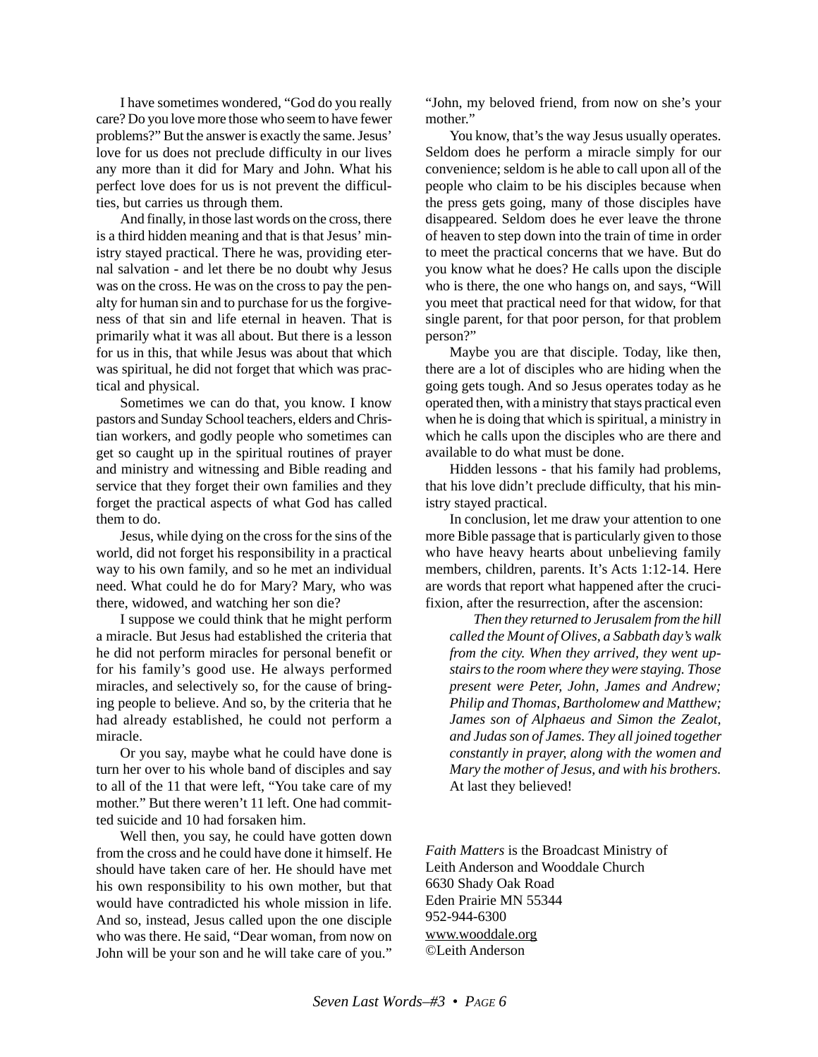I have sometimes wondered, "God do you really care? Do you love more those who seem to have fewer problems?" But the answer is exactly the same. Jesus' love for us does not preclude difficulty in our lives any more than it did for Mary and John. What his perfect love does for us is not prevent the difficulties, but carries us through them.

And finally, in those last words on the cross, there is a third hidden meaning and that is that Jesus' ministry stayed practical. There he was, providing eternal salvation - and let there be no doubt why Jesus was on the cross. He was on the cross to pay the penalty for human sin and to purchase for us the forgiveness of that sin and life eternal in heaven. That is primarily what it was all about. But there is a lesson for us in this, that while Jesus was about that which was spiritual, he did not forget that which was practical and physical.

Sometimes we can do that, you know. I know pastors and Sunday School teachers, elders and Christian workers, and godly people who sometimes can get so caught up in the spiritual routines of prayer and ministry and witnessing and Bible reading and service that they forget their own families and they forget the practical aspects of what God has called them to do.

Jesus, while dying on the cross for the sins of the world, did not forget his responsibility in a practical way to his own family, and so he met an individual need. What could he do for Mary? Mary, who was there, widowed, and watching her son die?

I suppose we could think that he might perform a miracle. But Jesus had established the criteria that he did not perform miracles for personal benefit or for his family's good use. He always performed miracles, and selectively so, for the cause of bringing people to believe. And so, by the criteria that he had already established, he could not perform a miracle.

Or you say, maybe what he could have done is turn her over to his whole band of disciples and say to all of the 11 that were left, "You take care of my mother." But there weren't 11 left. One had committed suicide and 10 had forsaken him.

Well then, you say, he could have gotten down from the cross and he could have done it himself. He should have taken care of her. He should have met his own responsibility to his own mother, but that would have contradicted his whole mission in life. And so, instead, Jesus called upon the one disciple who was there. He said, "Dear woman, from now on John will be your son and he will take care of you." "John, my beloved friend, from now on she's your mother."

You know, that's the way Jesus usually operates. Seldom does he perform a miracle simply for our convenience; seldom is he able to call upon all of the people who claim to be his disciples because when the press gets going, many of those disciples have disappeared. Seldom does he ever leave the throne of heaven to step down into the train of time in order to meet the practical concerns that we have. But do you know what he does? He calls upon the disciple who is there, the one who hangs on, and says, "Will you meet that practical need for that widow, for that single parent, for that poor person, for that problem person?"

Maybe you are that disciple. Today, like then, there are a lot of disciples who are hiding when the going gets tough. And so Jesus operates today as he operated then, with a ministry that stays practical even when he is doing that which is spiritual, a ministry in which he calls upon the disciples who are there and available to do what must be done.

Hidden lessons - that his family had problems, that his love didn't preclude difficulty, that his ministry stayed practical.

In conclusion, let me draw your attention to one more Bible passage that is particularly given to those who have heavy hearts about unbelieving family members, children, parents. It's Acts 1:12-14. Here are words that report what happened after the crucifixion, after the resurrection, after the ascension:

> *Then they returned to Jerusalem from the hill called the Mount of Olives, a Sabbath day's walk from the city. When they arrived, they went upstairs to the room where they were staying. Those present were Peter, John, James and Andrew; Philip and Thomas, Bartholomew and Matthew; James son of Alphaeus and Simon the Zealot, and Judas son of James. They all joined together constantly in prayer, along with the women and Mary the mother of Jesus, and with his brothers.*
>
> At last they believed!

*Faith Matters* is the Broadcast Ministry of
Leith Anderson and Wooddale Church
6630 Shady Oak Road
Eden Prairie MN 55344
952-944-6300
www.wooddale.org
©Leith Anderson